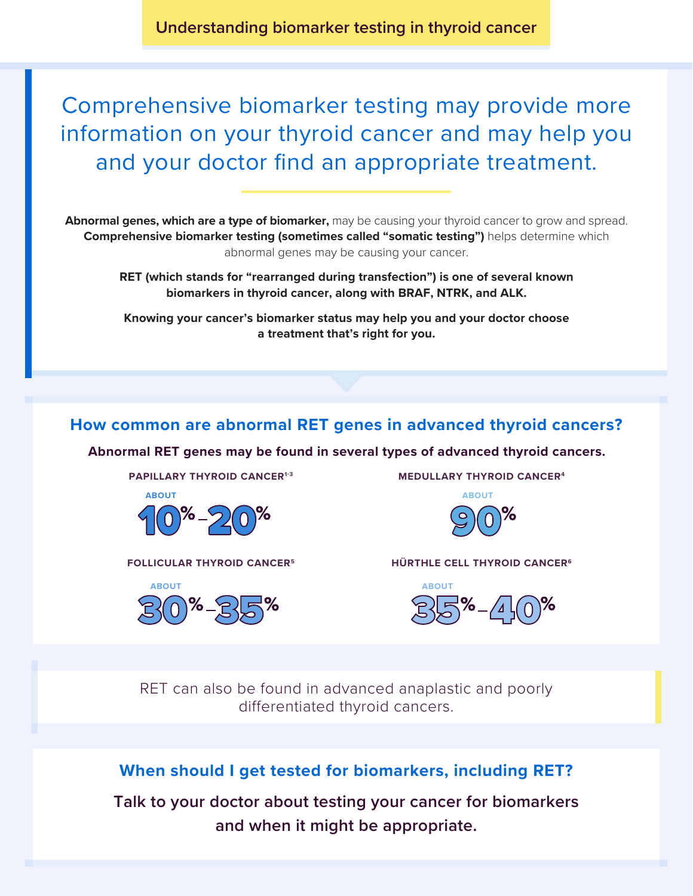# Understanding biomarker testing in thyroid cancer

## Comprehensive biomarker testing may provide more information on your thyroid cancer and may help you and your doctor find an appropriate treatment.

**Abnormal genes, which are a type of biomarker,** may be causing your thyroid cancer to grow and spread. **Comprehensive biomarker testing (sometimes called "somatic testing")** helps determine which abnormal genes may be causing your cancer.

**RET (which stands for "rearranged during transfection") is one of several known biomarkers in thyroid cancer, along with BRAF, NTRK, and ALK.**

**Knowing your cancer's biomarker status may help you and your doctor choose a treatment that's right for you.**

## How common are abnormal RET genes in advanced thyroid cancers?

**Abnormal RET genes may be found in several types of advanced thyroid cancers.**

**PAPILLARY THYROID CANCER[1-3]**
ABOUT
**10%–20%**

**MEDULLARY THYROID CANCER[4]**
ABOUT
**90%**

**FOLLICULAR THYROID CANCER[5]**
ABOUT
**30%–35%**

**HÜRTHLE CELL THYROID CANCER[6]**
ABOUT
**35%–40%**

RET can also be found in advanced anaplastic and poorly differentiated thyroid cancers.

## When should I get tested for biomarkers, including RET?

**Talk to your doctor about testing your cancer for biomarkers and when it might be appropriate.**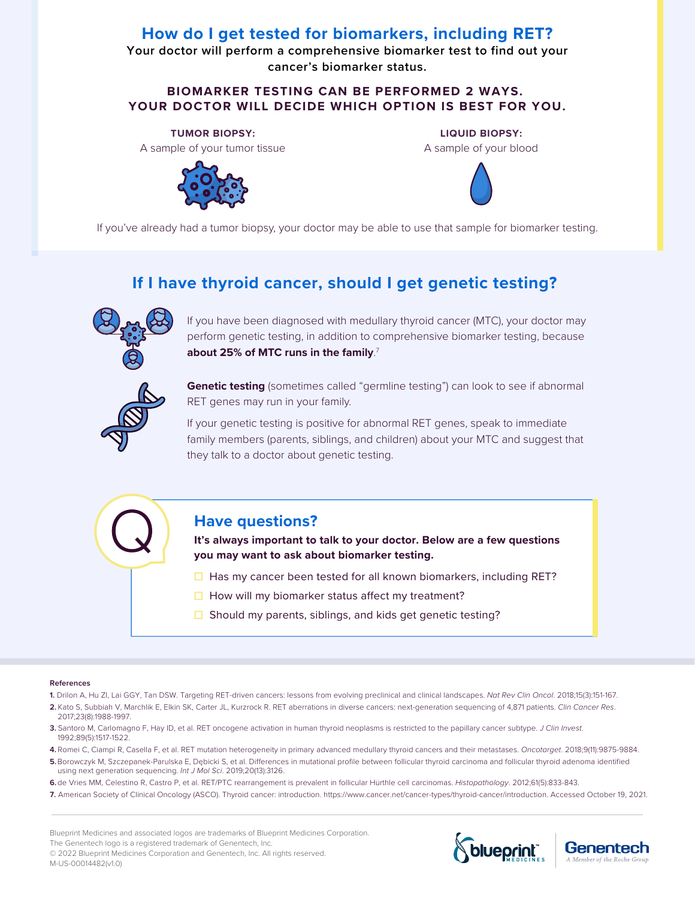## How do I get tested for biomarkers, including RET?

**Your doctor will perform a comprehensive biomarker test to find out your cancer's biomarker status.**

**BIOMARKER TESTING CAN BE PERFORMED 2 WAYS. YOUR DOCTOR WILL DECIDE WHICH OPTION IS BEST FOR YOU.**

**TUMOR BIOPSY:**
A sample of your tumor tissue

**LIQUID BIOPSY:**
A sample of your blood

If you've already had a tumor biopsy, your doctor may be able to use that sample for biomarker testing.

## If I have thyroid cancer, should I get genetic testing?

If you have been diagnosed with medullary thyroid cancer (MTC), your doctor may perform genetic testing, in addition to comprehensive biomarker testing, because **about 25% of MTC runs in the family**.[7]

**Genetic testing** (sometimes called "germline testing") can look to see if abnormal RET genes may run in your family.

If your genetic testing is positive for abnormal RET genes, speak to immediate family members (parents, siblings, and children) about your MTC and suggest that they talk to a doctor about genetic testing.

## Have questions?

**It's always important to talk to your doctor. Below are a few questions you may want to ask about biomarker testing.**

- ☐ Has my cancer been tested for all known biomarkers, including RET?
- ☐ How will my biomarker status affect my treatment?
- ☐ Should my parents, siblings, and kids get genetic testing?

**References**

1. Drilon A, Hu ZI, Lai GGY, Tan DSW. Targeting RET-driven cancers: lessons from evolving preclinical and clinical landscapes. *Nat Rev Clin Oncol*. 2018;15(3):151-167.
2. Kato S, Subbiah V, Marchlik E, Elkin SK, Carter JL, Kurzrock R. RET aberrations in diverse cancers: next-generation sequencing of 4,871 patients. *Clin Cancer Res*. 2017;23(8):1988-1997.
3. Santoro M, Carlomagno F, Hay ID, et al. RET oncogene activation in human thyroid neoplasms is restricted to the papillary cancer subtype. *J Clin Invest*. 1992;89(5):1517-1522.
4. Romei C, Ciampi R, Casella F, et al. RET mutation heterogeneity in primary advanced medullary thyroid cancers and their metastases. *Oncotarget*. 2018;9(11):9875-9884.
5. Borowczyk M, Szczepanek-Parulska E, Dębicki S, et al. Differences in mutational profile between follicular thyroid carcinoma and follicular thyroid adenoma identified using next generation sequencing. *Int J Mol Sci*. 2019;20(13):3126.
6. de Vries MM, Celestino R, Castro P, et al. RET/PTC rearrangement is prevalent in follicular Hürthle cell carcinomas. *Histopathology*. 2012;61(5):833-843.
7. American Society of Clinical Oncology (ASCO). Thyroid cancer: introduction. https://www.cancer.net/cancer-types/thyroid-cancer/introduction. Accessed October 19, 2021.

Blueprint Medicines and associated logos are trademarks of Blueprint Medicines Corporation.
The Genentech logo is a registered trademark of Genentech, Inc.
© 2022 Blueprint Medicines Corporation and Genentech, Inc. All rights reserved.
M-US-00014482(v1.0)

blueprint MEDICINES | Genentech A Member of the Roche Group